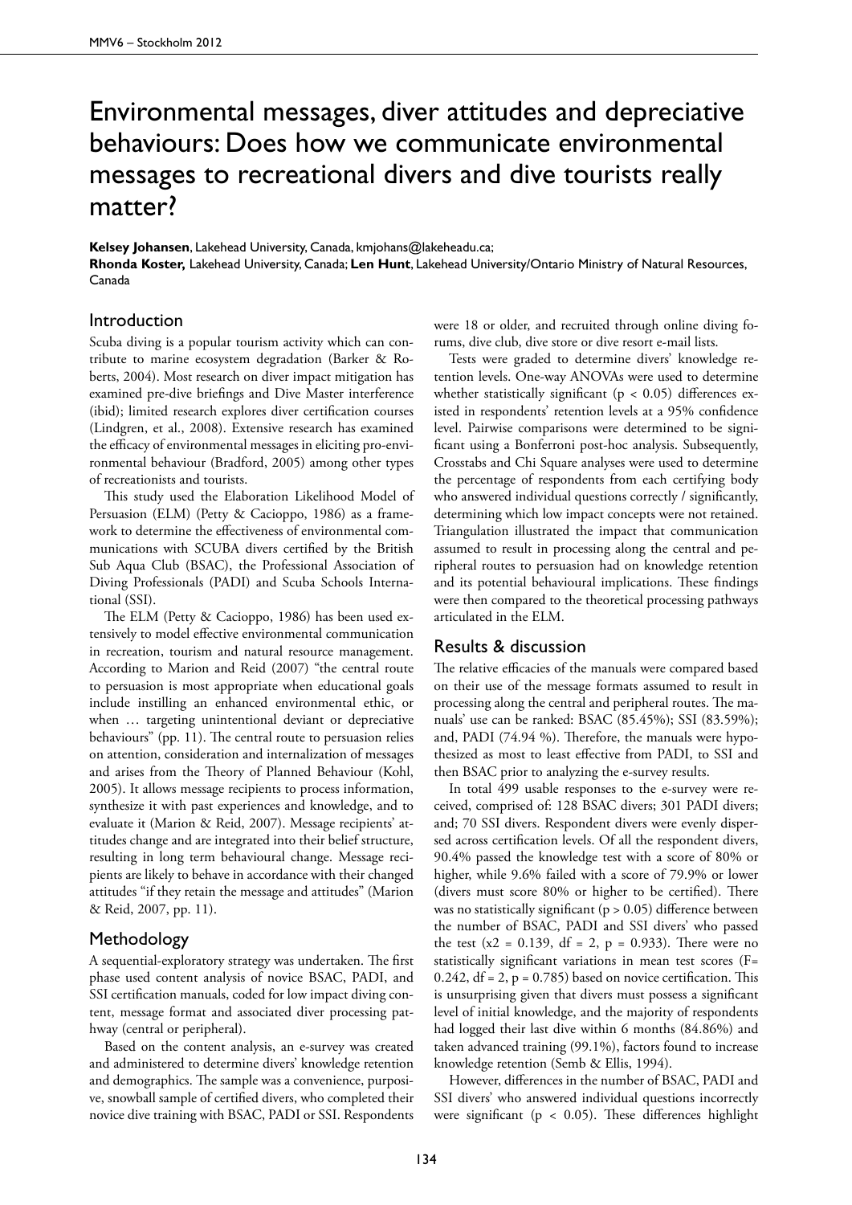# Environmental messages, diver attitudes and depreciative behaviours: Does how we communicate environmental messages to recreational divers and dive tourists really matter?

**Kelsey Johansen**, Lakehead University, Canada, kmjohans@lakeheadu.ca;
**Rhonda Koster,** Lakehead University, Canada; **Len Hunt**, Lakehead University/Ontario Ministry of Natural Resources, Canada

## Introduction

Scuba diving is a popular tourism activity which can contribute to marine ecosystem degradation (Barker & Roberts, 2004). Most research on diver impact mitigation has examined pre-dive briefings and Dive Master interference (ibid); limited research explores diver certification courses (Lindgren, et al., 2008). Extensive research has examined the efficacy of environmental messages in eliciting pro-environmental behaviour (Bradford, 2005) among other types of recreationists and tourists.

This study used the Elaboration Likelihood Model of Persuasion (ELM) (Petty & Cacioppo, 1986) as a framework to determine the effectiveness of environmental communications with SCUBA divers certified by the British Sub Aqua Club (BSAC), the Professional Association of Diving Professionals (PADI) and Scuba Schools International (SSI).

The ELM (Petty & Cacioppo, 1986) has been used extensively to model effective environmental communication in recreation, tourism and natural resource management. According to Marion and Reid (2007) "the central route to persuasion is most appropriate when educational goals include instilling an enhanced environmental ethic, or when … targeting unintentional deviant or depreciative behaviours" (pp. 11). The central route to persuasion relies on attention, consideration and internalization of messages and arises from the Theory of Planned Behaviour (Kohl, 2005). It allows message recipients to process information, synthesize it with past experiences and knowledge, and to evaluate it (Marion & Reid, 2007). Message recipients' attitudes change and are integrated into their belief structure, resulting in long term behavioural change. Message recipients are likely to behave in accordance with their changed attitudes "if they retain the message and attitudes" (Marion & Reid, 2007, pp. 11).

## Methodology

A sequential-exploratory strategy was undertaken. The first phase used content analysis of novice BSAC, PADI, and SSI certification manuals, coded for low impact diving content, message format and associated diver processing pathway (central or peripheral).

Based on the content analysis, an e-survey was created and administered to determine divers' knowledge retention and demographics. The sample was a convenience, purposive, snowball sample of certified divers, who completed their novice dive training with BSAC, PADI or SSI. Respondents were 18 or older, and recruited through online diving forums, dive club, dive store or dive resort e-mail lists.

Tests were graded to determine divers' knowledge retention levels. One-way ANOVAs were used to determine whether statistically significant ($p < 0.05$) differences existed in respondents' retention levels at a 95% confidence level. Pairwise comparisons were determined to be significant using a Bonferroni post-hoc analysis. Subsequently, Crosstabs and Chi Square analyses were used to determine the percentage of respondents from each certifying body who answered individual questions correctly / significantly, determining which low impact concepts were not retained. Triangulation illustrated the impact that communication assumed to result in processing along the central and peripheral routes to persuasion had on knowledge retention and its potential behavioural implications. These findings were then compared to the theoretical processing pathways articulated in the ELM.

## Results & discussion

The relative efficacies of the manuals were compared based on their use of the message formats assumed to result in processing along the central and peripheral routes. The manuals' use can be ranked: BSAC (85.45%); SSI (83.59%); and, PADI (74.94 %). Therefore, the manuals were hypothesized as most to least effective from PADI, to SSI and then BSAC prior to analyzing the e-survey results.

In total 499 usable responses to the e-survey were received, comprised of: 128 BSAC divers; 301 PADI divers; and; 70 SSI divers. Respondent divers were evenly dispersed across certification levels. Of all the respondent divers, 90.4% passed the knowledge test with a score of 80% or higher, while 9.6% failed with a score of 79.9% or lower (divers must score 80% or higher to be certified). There was no statistically significant ($p > 0.05$) difference between the number of BSAC, PADI and SSI divers' who passed the test ($x2 = 0.139$, $df = 2$, $p = 0.933$). There were no statistically significant variations in mean test scores ($F = 0.242$, $df = 2$, $p = 0.785$) based on novice certification. This is unsurprising given that divers must possess a significant level of initial knowledge, and the majority of respondents had logged their last dive within 6 months (84.86%) and taken advanced training (99.1%), factors found to increase knowledge retention (Semb & Ellis, 1994).

However, differences in the number of BSAC, PADI and SSI divers' who answered individual questions incorrectly were significant ($p < 0.05$). These differences highlight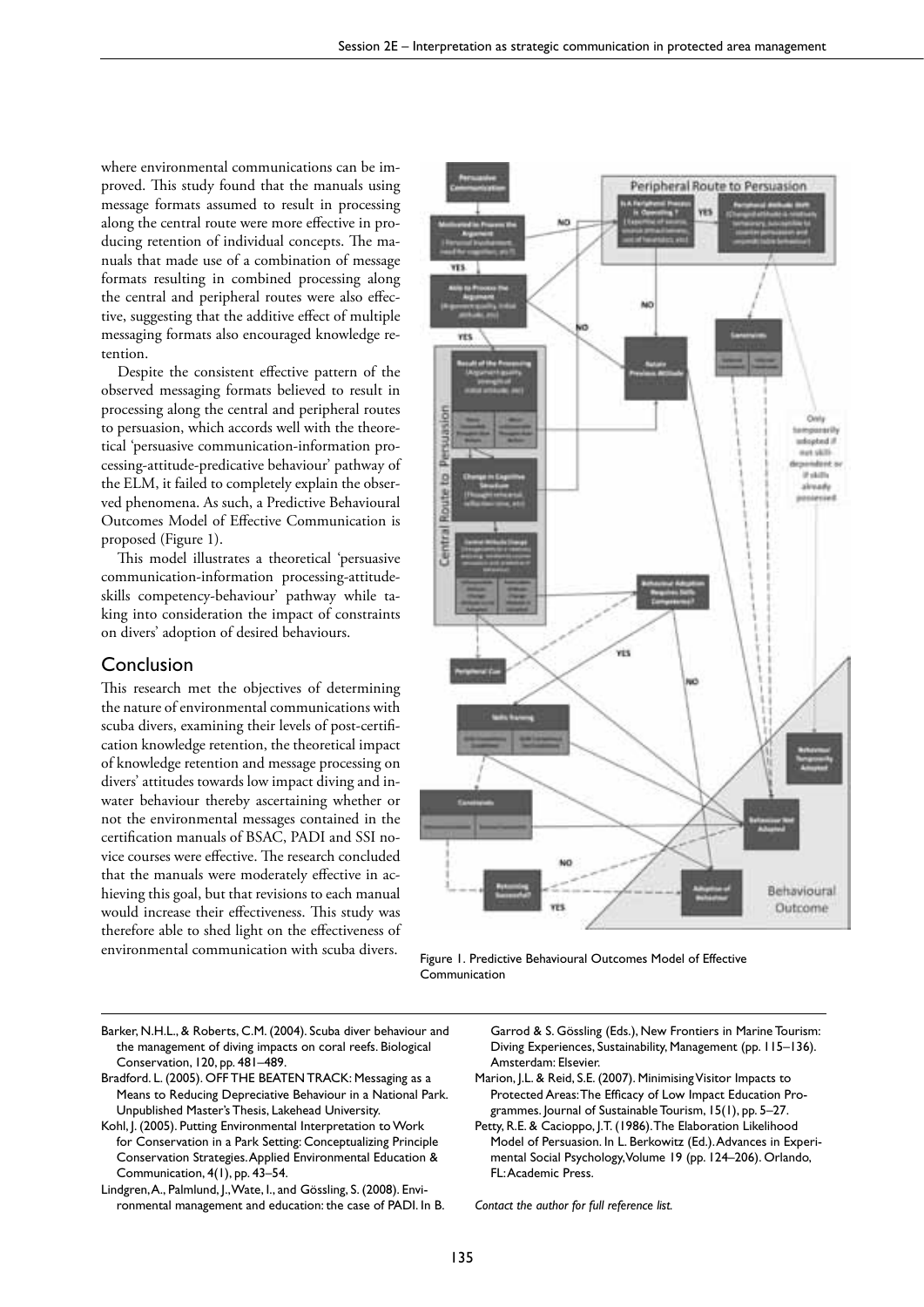where environmental communications can be improved. This study found that the manuals using message formats assumed to result in processing along the central route were more effective in producing retention of individual concepts. The manuals that made use of a combination of message formats resulting in combined processing along the central and peripheral routes were also effective, suggesting that the additive effect of multiple messaging formats also encouraged knowledge retention.

Despite the consistent effective pattern of the observed messaging formats believed to result in processing along the central and peripheral routes to persuasion, which accords well with the theoretical 'persuasive communication-information processing-attitude-predicative behaviour' pathway of the ELM, it failed to completely explain the observed phenomena. As such, a Predictive Behavioural Outcomes Model of Effective Communication is proposed (Figure 1).

This model illustrates a theoretical 'persuasive communication-information processing-attitude-skills competency-behaviour' pathway while taking into consideration the impact of constraints on divers' adoption of desired behaviours.

## Conclusion

This research met the objectives of determining the nature of environmental communications with scuba divers, examining their levels of post-certification knowledge retention, the theoretical impact of knowledge retention and message processing on divers' attitudes towards low impact diving and in-water behaviour thereby ascertaining whether or not the environmental messages contained in the certification manuals of BSAC, PADI and SSI novice courses were effective. The research concluded that the manuals were moderately effective in achieving this goal, but that revisions to each manual would increase their effectiveness. This study was therefore able to shed light on the effectiveness of environmental communication with scuba divers.

Peripheral Route to Persuasion

Central Route to Persuasion

Behavioural Outcome

Figure 1. Predictive Behavioural Outcomes Model of Effective Communication

Barker, N.H.L., & Roberts, C.M. (2004). Scuba diver behaviour and the management of diving impacts on coral reefs. Biological Conservation, 120, pp. 481–489.

Bradford. L. (2005). OFF THE BEATEN TRACK: Messaging as a Means to Reducing Depreciative Behaviour in a National Park. Unpublished Master's Thesis, Lakehead University.

Kohl, J. (2005). Putting Environmental Interpretation to Work for Conservation in a Park Setting: Conceptualizing Principle Conservation Strategies. Applied Environmental Education & Communication, 4(1), pp. 43–54.

Lindgren, A., Palmlund, J., Wate, I., and Gössling, S. (2008). Environmental management and education: the case of PADI. In B. Garrod & S. Gössling (Eds.), New Frontiers in Marine Tourism: Diving Experiences, Sustainability, Management (pp. 115–136). Amsterdam: Elsevier.

Marion, J.L. & Reid, S.E. (2007). Minimising Visitor Impacts to Protected Areas: The Efficacy of Low Impact Education Programmes. Journal of Sustainable Tourism, 15(1), pp. 5–27.

Petty, R.E. & Cacioppo, J.T. (1986). The Elaboration Likelihood Model of Persuasion. In L. Berkowitz (Ed.). Advances in Experimental Social Psychology, Volume 19 (pp. 124–206). Orlando, FL: Academic Press.

*Contact the author for full reference list.*